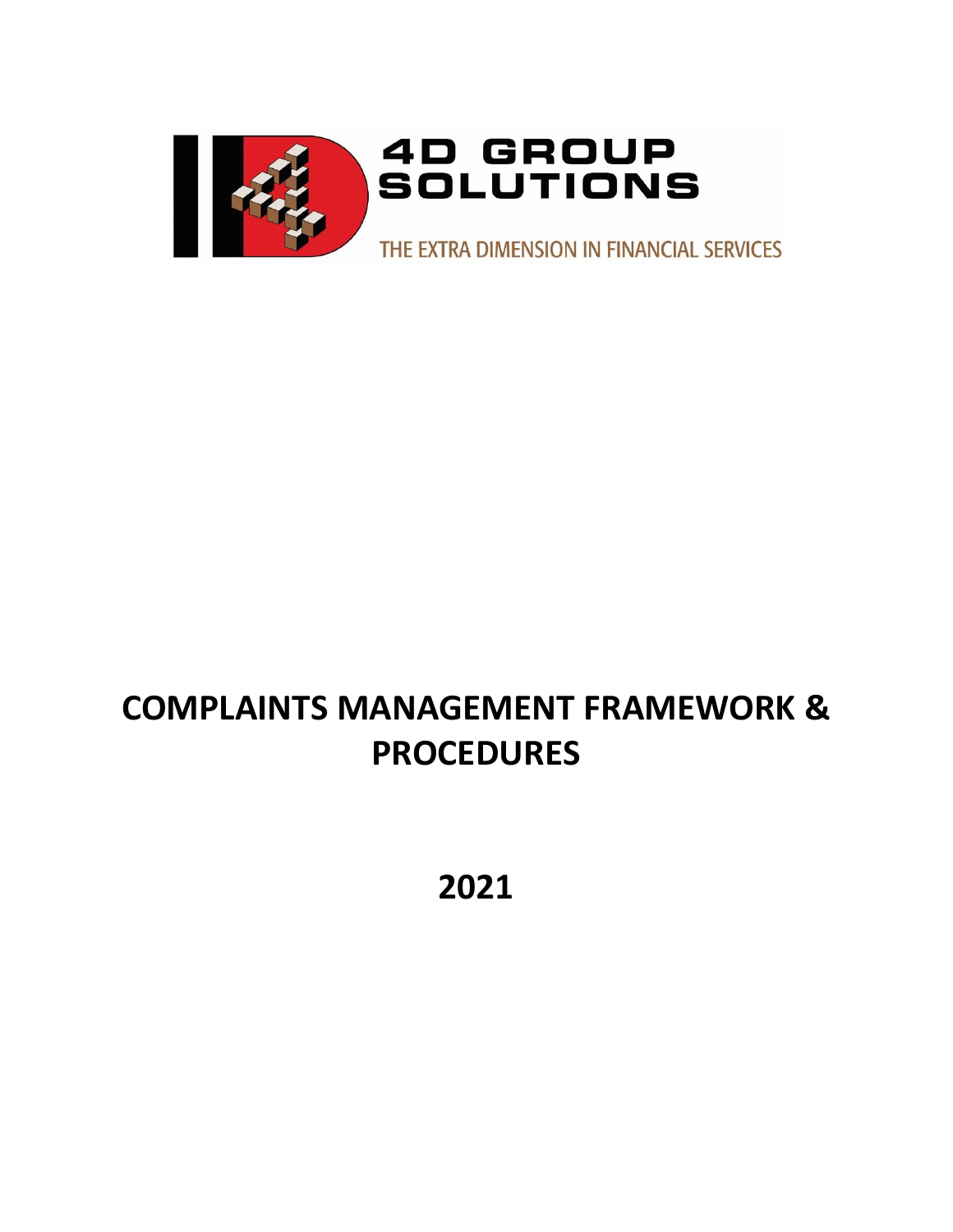4D GROUP SOLUTIONS

THE EXTRA DIMENSION IN FINANCIAL SERVICES

# COMPLAINTS MANAGEMENT FRAMEWORK & PROCEDURES

## 2021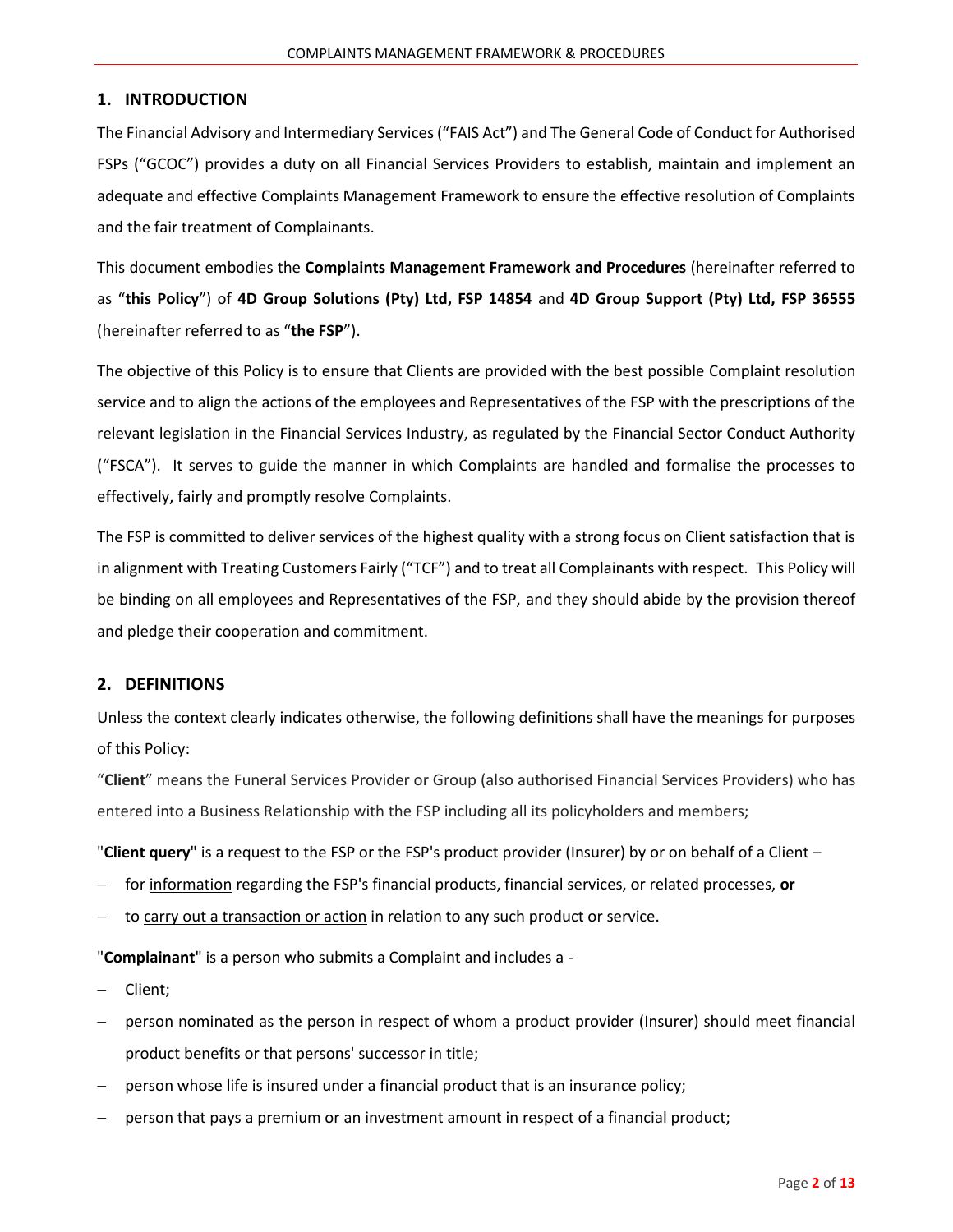## 1. INTRODUCTION

The Financial Advisory and Intermediary Services ("FAIS Act") and The General Code of Conduct for Authorised FSPs ("GCOC") provides a duty on all Financial Services Providers to establish, maintain and implement an adequate and effective Complaints Management Framework to ensure the effective resolution of Complaints and the fair treatment of Complainants.

This document embodies the **Complaints Management Framework and Procedures** (hereinafter referred to as "**this Policy**") of **4D Group Solutions (Pty) Ltd, FSP 14854** and **4D Group Support (Pty) Ltd, FSP 36555** (hereinafter referred to as "**the FSP**").

The objective of this Policy is to ensure that Clients are provided with the best possible Complaint resolution service and to align the actions of the employees and Representatives of the FSP with the prescriptions of the relevant legislation in the Financial Services Industry, as regulated by the Financial Sector Conduct Authority ("FSCA"). It serves to guide the manner in which Complaints are handled and formalise the processes to effectively, fairly and promptly resolve Complaints.

The FSP is committed to deliver services of the highest quality with a strong focus on Client satisfaction that is in alignment with Treating Customers Fairly ("TCF") and to treat all Complainants with respect. This Policy will be binding on all employees and Representatives of the FSP, and they should abide by the provision thereof and pledge their cooperation and commitment.

## 2. DEFINITIONS

Unless the context clearly indicates otherwise, the following definitions shall have the meanings for purposes of this Policy:

"**Client**" means the Funeral Services Provider or Group (also authorised Financial Services Providers) who has entered into a Business Relationship with the FSP including all its policyholders and members;

"**Client query**" is a request to the FSP or the FSP's product provider (Insurer) by or on behalf of a Client –

- for information regarding the FSP's financial products, financial services, or related processes, **or**
- to carry out a transaction or action in relation to any such product or service.

"**Complainant**" is a person who submits a Complaint and includes a -

- Client;
- person nominated as the person in respect of whom a product provider (Insurer) should meet financial product benefits or that persons' successor in title;
- person whose life is insured under a financial product that is an insurance policy;
- person that pays a premium or an investment amount in respect of a financial product;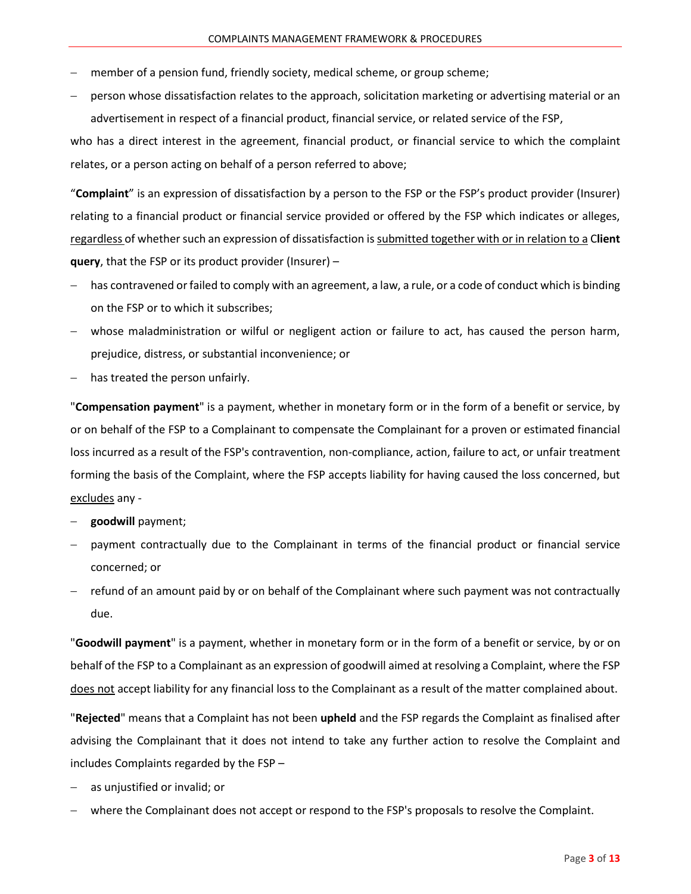- member of a pension fund, friendly society, medical scheme, or group scheme;
- person whose dissatisfaction relates to the approach, solicitation marketing or advertising material or an advertisement in respect of a financial product, financial service, or related service of the FSP,

who has a direct interest in the agreement, financial product, or financial service to which the complaint relates, or a person acting on behalf of a person referred to above;

"**Complaint**" is an expression of dissatisfaction by a person to the FSP or the FSP's product provider (Insurer) relating to a financial product or financial service provided or offered by the FSP which indicates or alleges, regardless of whether such an expression of dissatisfaction is submitted together with or in relation to a C**lient query**, that the FSP or its product provider (Insurer) –

- has contravened or failed to comply with an agreement, a law, a rule, or a code of conduct which is binding on the FSP or to which it subscribes;
- whose maladministration or wilful or negligent action or failure to act, has caused the person harm, prejudice, distress, or substantial inconvenience; or
- has treated the person unfairly.

"**Compensation payment**" is a payment, whether in monetary form or in the form of a benefit or service, by or on behalf of the FSP to a Complainant to compensate the Complainant for a proven or estimated financial loss incurred as a result of the FSP's contravention, non-compliance, action, failure to act, or unfair treatment forming the basis of the Complaint, where the FSP accepts liability for having caused the loss concerned, but excludes any -

- **goodwill** payment;
- payment contractually due to the Complainant in terms of the financial product or financial service concerned; or
- refund of an amount paid by or on behalf of the Complainant where such payment was not contractually due.

"**Goodwill payment**" is a payment, whether in monetary form or in the form of a benefit or service, by or on behalf of the FSP to a Complainant as an expression of goodwill aimed at resolving a Complaint, where the FSP does not accept liability for any financial loss to the Complainant as a result of the matter complained about.

"**Rejected**" means that a Complaint has not been **upheld** and the FSP regards the Complaint as finalised after advising the Complainant that it does not intend to take any further action to resolve the Complaint and includes Complaints regarded by the FSP –

- as unjustified or invalid; or
- where the Complainant does not accept or respond to the FSP's proposals to resolve the Complaint.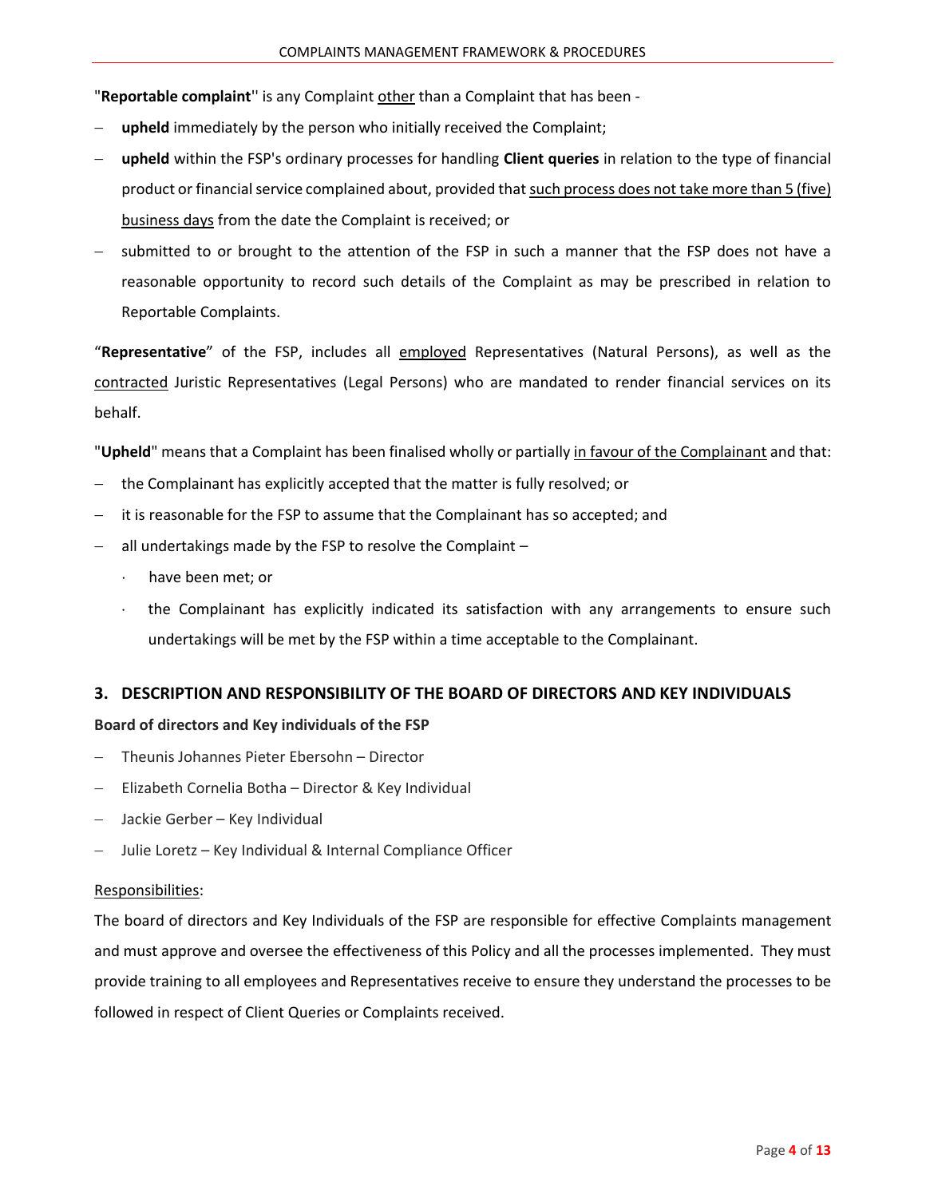"**Reportable complaint**'' is any Complaint other than a Complaint that has been -

- **upheld** immediately by the person who initially received the Complaint;
- **upheld** within the FSP's ordinary processes for handling **Client queries** in relation to the type of financial product or financial service complained about, provided that such process does not take more than 5 (five) business days from the date the Complaint is received; or
- submitted to or brought to the attention of the FSP in such a manner that the FSP does not have a reasonable opportunity to record such details of the Complaint as may be prescribed in relation to Reportable Complaints.

"**Representative**" of the FSP, includes all employed Representatives (Natural Persons), as well as the contracted Juristic Representatives (Legal Persons) who are mandated to render financial services on its behalf.

"**Upheld**" means that a Complaint has been finalised wholly or partially in favour of the Complainant and that:

- the Complainant has explicitly accepted that the matter is fully resolved; or
- it is reasonable for the FSP to assume that the Complainant has so accepted; and
- all undertakings made by the FSP to resolve the Complaint –
  - have been met; or
  - the Complainant has explicitly indicated its satisfaction with any arrangements to ensure such undertakings will be met by the FSP within a time acceptable to the Complainant.

## 3. DESCRIPTION AND RESPONSIBILITY OF THE BOARD OF DIRECTORS AND KEY INDIVIDUALS

**Board of directors and Key individuals of the FSP**

- Theunis Johannes Pieter Ebersohn – Director
- Elizabeth Cornelia Botha – Director & Key Individual
- Jackie Gerber – Key Individual
- Julie Loretz – Key Individual & Internal Compliance Officer

Responsibilities:

The board of directors and Key Individuals of the FSP are responsible for effective Complaints management and must approve and oversee the effectiveness of this Policy and all the processes implemented. They must provide training to all employees and Representatives receive to ensure they understand the processes to be followed in respect of Client Queries or Complaints received.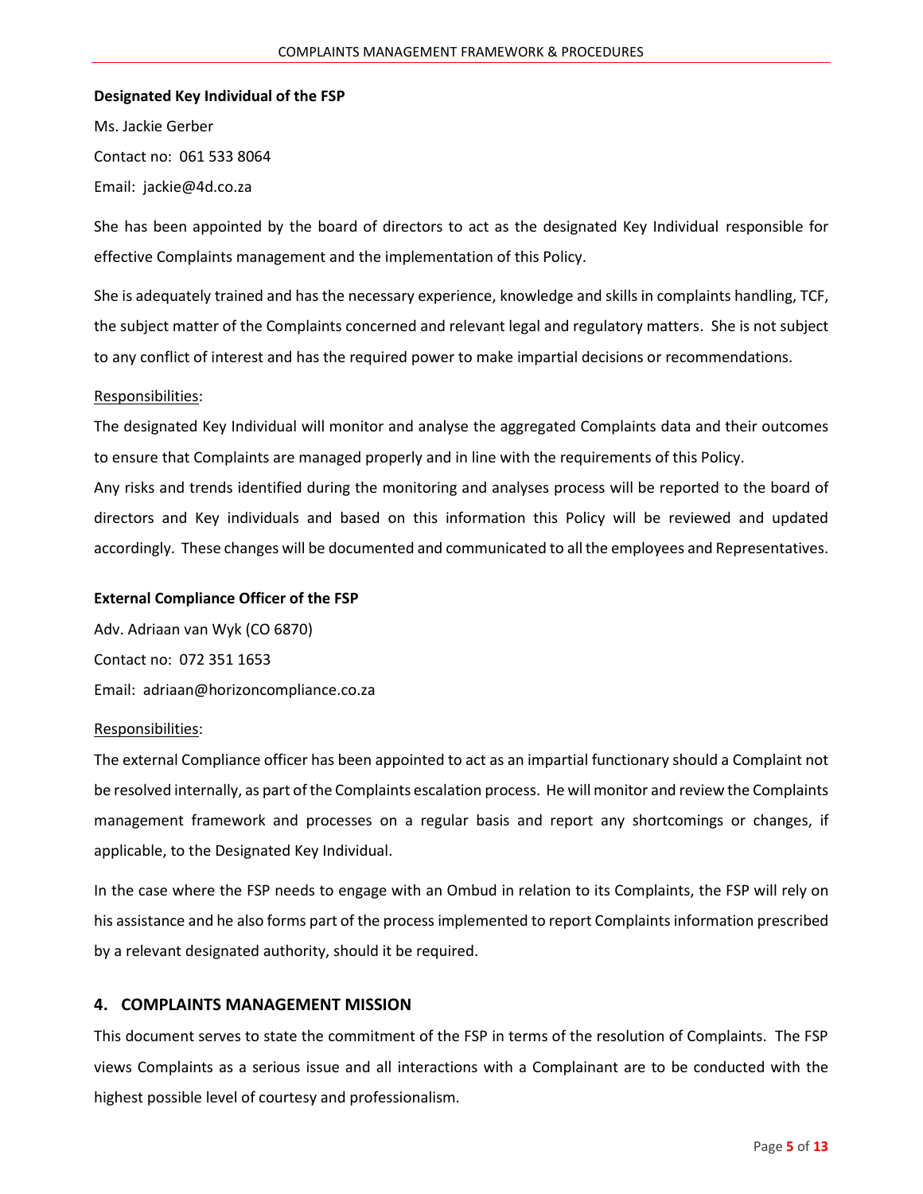**Designated Key Individual of the FSP**

Ms. Jackie Gerber

Contact no: 061 533 8064

Email: jackie@4d.co.za

She has been appointed by the board of directors to act as the designated Key Individual responsible for effective Complaints management and the implementation of this Policy.

She is adequately trained and has the necessary experience, knowledge and skills in complaints handling, TCF, the subject matter of the Complaints concerned and relevant legal and regulatory matters. She is not subject to any conflict of interest and has the required power to make impartial decisions or recommendations.

Responsibilities:

The designated Key Individual will monitor and analyse the aggregated Complaints data and their outcomes to ensure that Complaints are managed properly and in line with the requirements of this Policy.

Any risks and trends identified during the monitoring and analyses process will be reported to the board of directors and Key individuals and based on this information this Policy will be reviewed and updated accordingly. These changes will be documented and communicated to all the employees and Representatives.

**External Compliance Officer of the FSP**

Adv. Adriaan van Wyk (CO 6870)

Contact no: 072 351 1653

Email: adriaan@horizoncompliance.co.za

Responsibilities:

The external Compliance officer has been appointed to act as an impartial functionary should a Complaint not be resolved internally, as part of the Complaints escalation process. He will monitor and review the Complaints management framework and processes on a regular basis and report any shortcomings or changes, if applicable, to the Designated Key Individual.

In the case where the FSP needs to engage with an Ombud in relation to its Complaints, the FSP will rely on his assistance and he also forms part of the process implemented to report Complaints information prescribed by a relevant designated authority, should it be required.

## 4. COMPLAINTS MANAGEMENT MISSION

This document serves to state the commitment of the FSP in terms of the resolution of Complaints. The FSP views Complaints as a serious issue and all interactions with a Complainant are to be conducted with the highest possible level of courtesy and professionalism.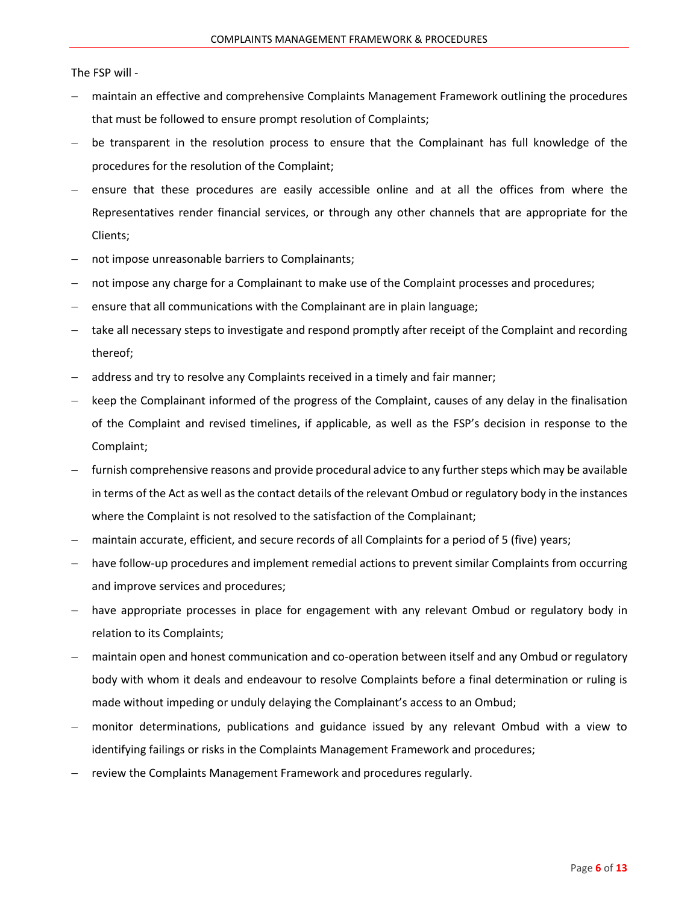The FSP will -

- maintain an effective and comprehensive Complaints Management Framework outlining the procedures that must be followed to ensure prompt resolution of Complaints;
- be transparent in the resolution process to ensure that the Complainant has full knowledge of the procedures for the resolution of the Complaint;
- ensure that these procedures are easily accessible online and at all the offices from where the Representatives render financial services, or through any other channels that are appropriate for the Clients;
- not impose unreasonable barriers to Complainants;
- not impose any charge for a Complainant to make use of the Complaint processes and procedures;
- ensure that all communications with the Complainant are in plain language;
- take all necessary steps to investigate and respond promptly after receipt of the Complaint and recording thereof;
- address and try to resolve any Complaints received in a timely and fair manner;
- keep the Complainant informed of the progress of the Complaint, causes of any delay in the finalisation of the Complaint and revised timelines, if applicable, as well as the FSP's decision in response to the Complaint;
- furnish comprehensive reasons and provide procedural advice to any further steps which may be available in terms of the Act as well as the contact details of the relevant Ombud or regulatory body in the instances where the Complaint is not resolved to the satisfaction of the Complainant;
- maintain accurate, efficient, and secure records of all Complaints for a period of 5 (five) years;
- have follow-up procedures and implement remedial actions to prevent similar Complaints from occurring and improve services and procedures;
- have appropriate processes in place for engagement with any relevant Ombud or regulatory body in relation to its Complaints;
- maintain open and honest communication and co-operation between itself and any Ombud or regulatory body with whom it deals and endeavour to resolve Complaints before a final determination or ruling is made without impeding or unduly delaying the Complainant's access to an Ombud;
- monitor determinations, publications and guidance issued by any relevant Ombud with a view to identifying failings or risks in the Complaints Management Framework and procedures;
- review the Complaints Management Framework and procedures regularly.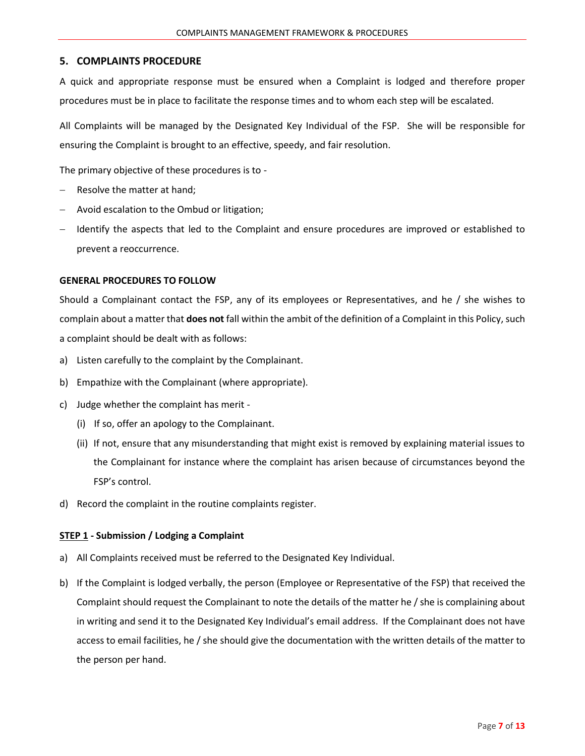## 5. COMPLAINTS PROCEDURE

A quick and appropriate response must be ensured when a Complaint is lodged and therefore proper procedures must be in place to facilitate the response times and to whom each step will be escalated.

All Complaints will be managed by the Designated Key Individual of the FSP. She will be responsible for ensuring the Complaint is brought to an effective, speedy, and fair resolution.

The primary objective of these procedures is to -

- Resolve the matter at hand;
- Avoid escalation to the Ombud or litigation;
- Identify the aspects that led to the Complaint and ensure procedures are improved or established to prevent a reoccurrence.

### GENERAL PROCEDURES TO FOLLOW

Should a Complainant contact the FSP, any of its employees or Representatives, and he / she wishes to complain about a matter that **does not** fall within the ambit of the definition of a Complaint in this Policy, such a complaint should be dealt with as follows:

a) Listen carefully to the complaint by the Complainant.

b) Empathize with the Complainant (where appropriate).

c) Judge whether the complaint has merit -

   (i) If so, offer an apology to the Complainant.

   (ii) If not, ensure that any misunderstanding that might exist is removed by explaining material issues to the Complainant for instance where the complaint has arisen because of circumstances beyond the FSP's control.

d) Record the complaint in the routine complaints register.

### <u>STEP 1</u> - Submission / Lodging a Complaint

a) All Complaints received must be referred to the Designated Key Individual.

b) If the Complaint is lodged verbally, the person (Employee or Representative of the FSP) that received the Complaint should request the Complainant to note the details of the matter he / she is complaining about in writing and send it to the Designated Key Individual's email address. If the Complainant does not have access to email facilities, he / she should give the documentation with the written details of the matter to the person per hand.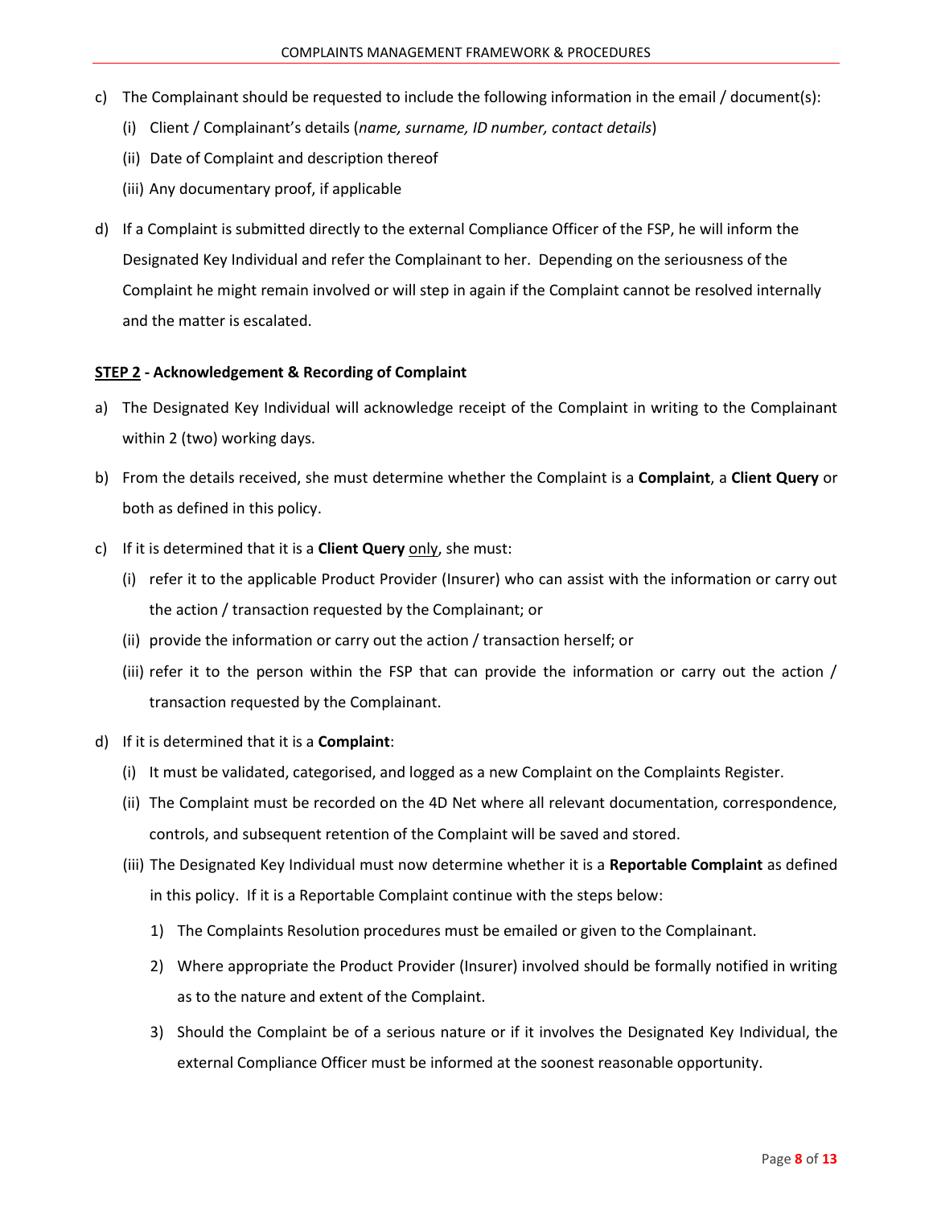c) The Complainant should be requested to include the following information in the email / document(s):

   (i) Client / Complainant's details (*name, surname, ID number, contact details*)

   (ii) Date of Complaint and description thereof

   (iii) Any documentary proof, if applicable

d) If a Complaint is submitted directly to the external Compliance Officer of the FSP, he will inform the Designated Key Individual and refer the Complainant to her. Depending on the seriousness of the Complaint he might remain involved or will step in again if the Complaint cannot be resolved internally and the matter is escalated.

**<u>STEP 2</u> - Acknowledgement & Recording of Complaint**

a) The Designated Key Individual will acknowledge receipt of the Complaint in writing to the Complainant within 2 (two) working days.

b) From the details received, she must determine whether the Complaint is a **Complaint**, a **Client Query** or both as defined in this policy.

c) If it is determined that it is a **Client Query** <u>only</u>, she must:

   (i) refer it to the applicable Product Provider (Insurer) who can assist with the information or carry out the action / transaction requested by the Complainant; or

   (ii) provide the information or carry out the action / transaction herself; or

   (iii) refer it to the person within the FSP that can provide the information or carry out the action / transaction requested by the Complainant.

d) If it is determined that it is a **Complaint**:

   (i) It must be validated, categorised, and logged as a new Complaint on the Complaints Register.

   (ii) The Complaint must be recorded on the 4D Net where all relevant documentation, correspondence, controls, and subsequent retention of the Complaint will be saved and stored.

   (iii) The Designated Key Individual must now determine whether it is a **Reportable Complaint** as defined in this policy. If it is a Reportable Complaint continue with the steps below:

      1) The Complaints Resolution procedures must be emailed or given to the Complainant.

      2) Where appropriate the Product Provider (Insurer) involved should be formally notified in writing as to the nature and extent of the Complaint.

      3) Should the Complaint be of a serious nature or if it involves the Designated Key Individual, the external Compliance Officer must be informed at the soonest reasonable opportunity.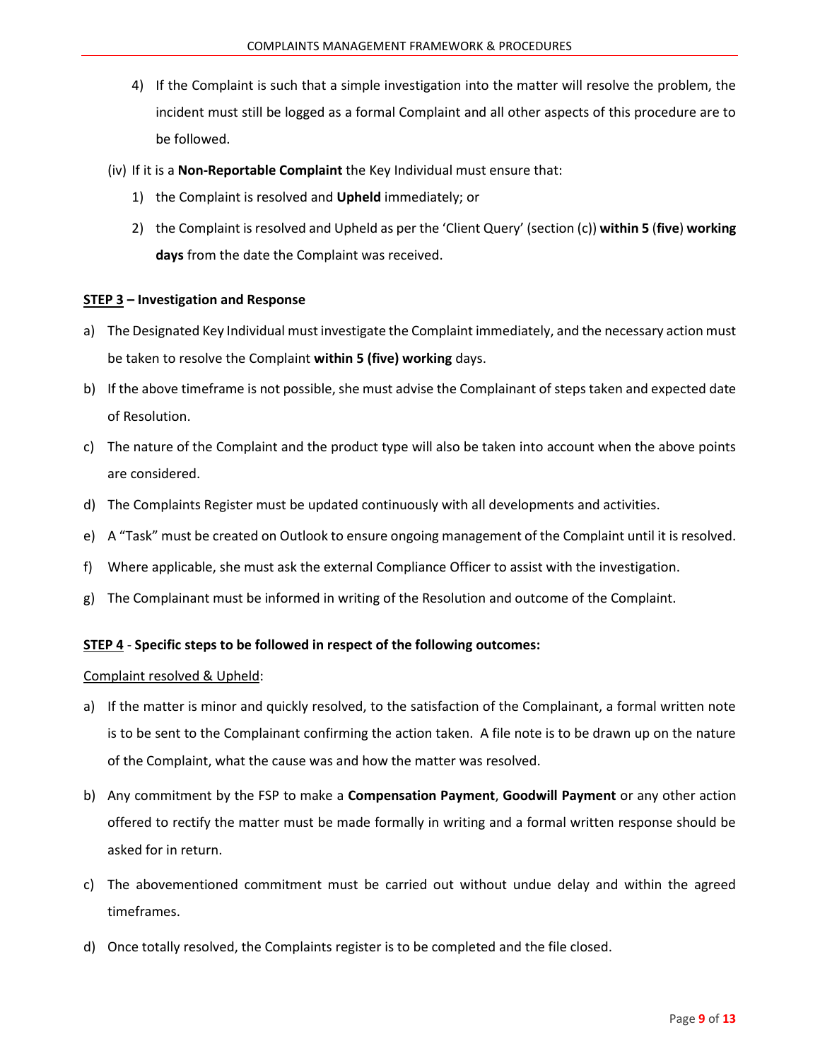4) If the Complaint is such that a simple investigation into the matter will resolve the problem, the incident must still be logged as a formal Complaint and all other aspects of this procedure are to be followed.

(iv) If it is a **Non-Reportable Complaint** the Key Individual must ensure that:

1) the Complaint is resolved and **Upheld** immediately; or
2) the Complaint is resolved and Upheld as per the 'Client Query' (section (c)) **within 5** (**five**) **working days** from the date the Complaint was received.

**<u>STEP 3</u> – Investigation and Response**

a) The Designated Key Individual must investigate the Complaint immediately, and the necessary action must be taken to resolve the Complaint **within 5 (five) working** days.

b) If the above timeframe is not possible, she must advise the Complainant of steps taken and expected date of Resolution.

c) The nature of the Complaint and the product type will also be taken into account when the above points are considered.

d) The Complaints Register must be updated continuously with all developments and activities.

e) A "Task" must be created on Outlook to ensure ongoing management of the Complaint until it is resolved.

f) Where applicable, she must ask the external Compliance Officer to assist with the investigation.

g) The Complainant must be informed in writing of the Resolution and outcome of the Complaint.

**<u>STEP 4</u> - Specific steps to be followed in respect of the following outcomes:**

<u>Complaint resolved & Upheld</u>:

a) If the matter is minor and quickly resolved, to the satisfaction of the Complainant, a formal written note is to be sent to the Complainant confirming the action taken. A file note is to be drawn up on the nature of the Complaint, what the cause was and how the matter was resolved.

b) Any commitment by the FSP to make a **Compensation Payment**, **Goodwill Payment** or any other action offered to rectify the matter must be made formally in writing and a formal written response should be asked for in return.

c) The abovementioned commitment must be carried out without undue delay and within the agreed timeframes.

d) Once totally resolved, the Complaints register is to be completed and the file closed.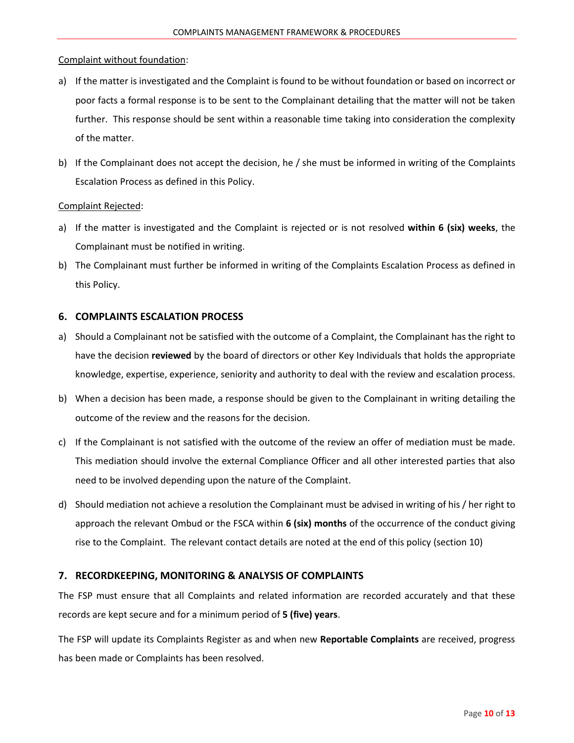Complaint without foundation:

a) If the matter is investigated and the Complaint is found to be without foundation or based on incorrect or poor facts a formal response is to be sent to the Complainant detailing that the matter will not be taken further. This response should be sent within a reasonable time taking into consideration the complexity of the matter.

b) If the Complainant does not accept the decision, he / she must be informed in writing of the Complaints Escalation Process as defined in this Policy.

Complaint Rejected:

a) If the matter is investigated and the Complaint is rejected or is not resolved **within 6 (six) weeks**, the Complainant must be notified in writing.

b) The Complainant must further be informed in writing of the Complaints Escalation Process as defined in this Policy.

## 6. COMPLAINTS ESCALATION PROCESS

a) Should a Complainant not be satisfied with the outcome of a Complaint, the Complainant has the right to have the decision **reviewed** by the board of directors or other Key Individuals that holds the appropriate knowledge, expertise, experience, seniority and authority to deal with the review and escalation process.

b) When a decision has been made, a response should be given to the Complainant in writing detailing the outcome of the review and the reasons for the decision.

c) If the Complainant is not satisfied with the outcome of the review an offer of mediation must be made. This mediation should involve the external Compliance Officer and all other interested parties that also need to be involved depending upon the nature of the Complaint.

d) Should mediation not achieve a resolution the Complainant must be advised in writing of his / her right to approach the relevant Ombud or the FSCA within **6 (six) months** of the occurrence of the conduct giving rise to the Complaint. The relevant contact details are noted at the end of this policy (section 10)

## 7. RECORDKEEPING, MONITORING & ANALYSIS OF COMPLAINTS

The FSP must ensure that all Complaints and related information are recorded accurately and that these records are kept secure and for a minimum period of **5 (five) years**.

The FSP will update its Complaints Register as and when new **Reportable Complaints** are received, progress has been made or Complaints has been resolved.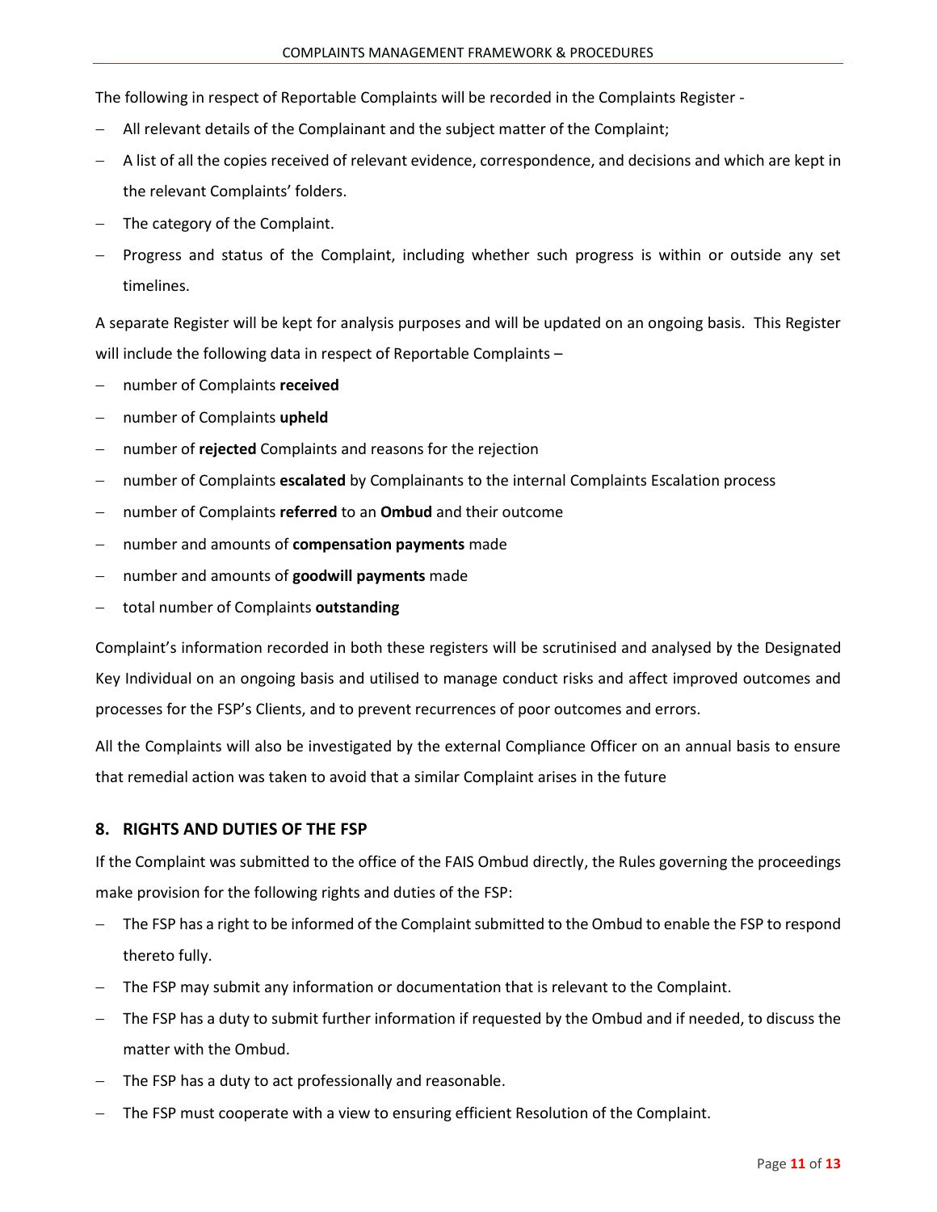The following in respect of Reportable Complaints will be recorded in the Complaints Register -

- All relevant details of the Complainant and the subject matter of the Complaint;
- A list of all the copies received of relevant evidence, correspondence, and decisions and which are kept in the relevant Complaints' folders.
- The category of the Complaint.
- Progress and status of the Complaint, including whether such progress is within or outside any set timelines.

A separate Register will be kept for analysis purposes and will be updated on an ongoing basis. This Register will include the following data in respect of Reportable Complaints –

- number of Complaints **received**
- number of Complaints **upheld**
- number of **rejected** Complaints and reasons for the rejection
- number of Complaints **escalated** by Complainants to the internal Complaints Escalation process
- number of Complaints **referred** to an **Ombud** and their outcome
- number and amounts of **compensation payments** made
- number and amounts of **goodwill payments** made
- total number of Complaints **outstanding**

Complaint's information recorded in both these registers will be scrutinised and analysed by the Designated Key Individual on an ongoing basis and utilised to manage conduct risks and affect improved outcomes and processes for the FSP's Clients, and to prevent recurrences of poor outcomes and errors.

All the Complaints will also be investigated by the external Compliance Officer on an annual basis to ensure that remedial action was taken to avoid that a similar Complaint arises in the future

## 8. RIGHTS AND DUTIES OF THE FSP

If the Complaint was submitted to the office of the FAIS Ombud directly, the Rules governing the proceedings make provision for the following rights and duties of the FSP:

- The FSP has a right to be informed of the Complaint submitted to the Ombud to enable the FSP to respond thereto fully.
- The FSP may submit any information or documentation that is relevant to the Complaint.
- The FSP has a duty to submit further information if requested by the Ombud and if needed, to discuss the matter with the Ombud.
- The FSP has a duty to act professionally and reasonable.
- The FSP must cooperate with a view to ensuring efficient Resolution of the Complaint.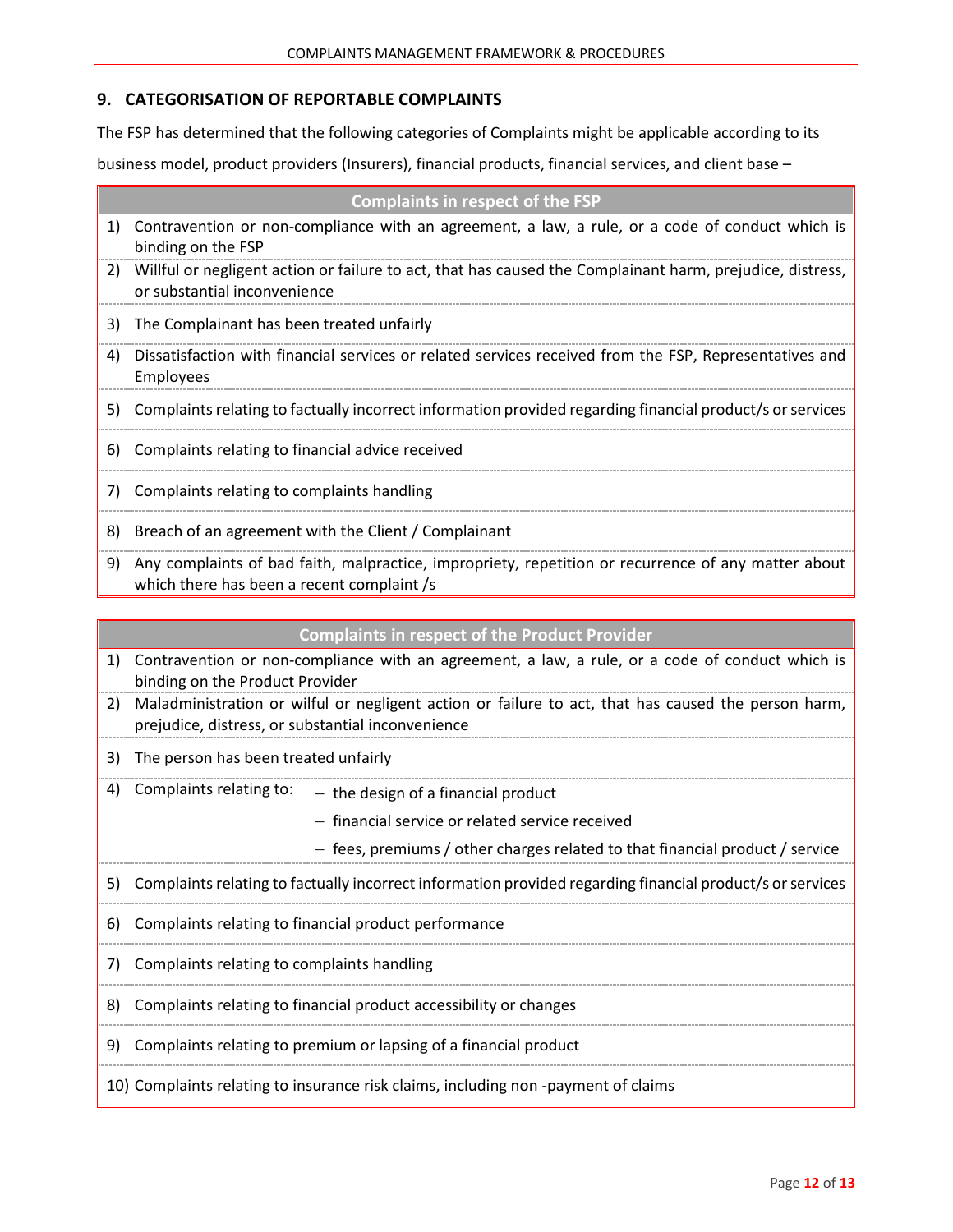## 9. CATEGORISATION OF REPORTABLE COMPLAINTS

The FSP has determined that the following categories of Complaints might be applicable according to its business model, product providers (Insurers), financial products, financial services, and client base –

| Complaints in respect of the FSP |
| --- |
| 1) Contravention or non-compliance with an agreement, a law, a rule, or a code of conduct which is binding on the FSP |
| 2) Willful or negligent action or failure to act, that has caused the Complainant harm, prejudice, distress, or substantial inconvenience |
| 3) The Complainant has been treated unfairly |
| 4) Dissatisfaction with financial services or related services received from the FSP, Representatives and Employees |
| 5) Complaints relating to factually incorrect information provided regarding financial product/s or services |
| 6) Complaints relating to financial advice received |
| 7) Complaints relating to complaints handling |
| 8) Breach of an agreement with the Client / Complainant |
| 9) Any complaints of bad faith, malpractice, impropriety, repetition or recurrence of any matter about which there has been a recent complaint /s |

| Complaints in respect of the Product Provider |
| --- |
| 1) Contravention or non-compliance with an agreement, a law, a rule, or a code of conduct which is binding on the Product Provider |
| 2) Maladministration or wilful or negligent action or failure to act, that has caused the person harm, prejudice, distress, or substantial inconvenience |
| 3) The person has been treated unfairly |
| 4) Complaints relating to: – the design of a financial product – financial service or related service received – fees, premiums / other charges related to that financial product / service |
| 5) Complaints relating to factually incorrect information provided regarding financial product/s or services |
| 6) Complaints relating to financial product performance |
| 7) Complaints relating to complaints handling |
| 8) Complaints relating to financial product accessibility or changes |
| 9) Complaints relating to premium or lapsing of a financial product |
| 10) Complaints relating to insurance risk claims, including non -payment of claims |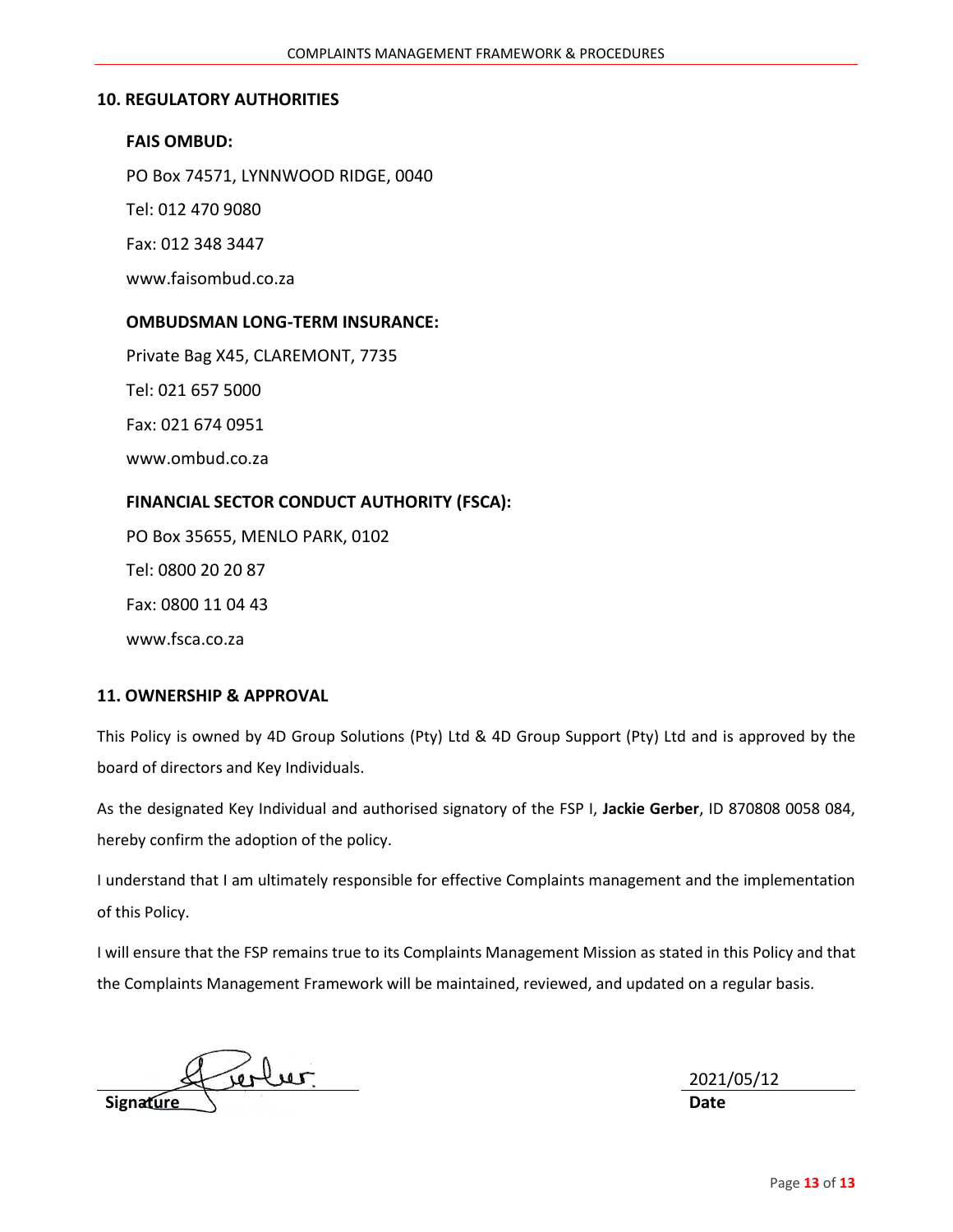## 10. REGULATORY AUTHORITIES

### FAIS OMBUD:

PO Box 74571, LYNNWOOD RIDGE, 0040

Tel: 012 470 9080

Fax: 012 348 3447

www.faisombud.co.za

### OMBUDSMAN LONG-TERM INSURANCE:

Private Bag X45, CLAREMONT, 7735

Tel: 021 657 5000

Fax: 021 674 0951

www.ombud.co.za

### FINANCIAL SECTOR CONDUCT AUTHORITY (FSCA):

PO Box 35655, MENLO PARK, 0102

Tel: 0800 20 20 87

Fax: 0800 11 04 43

www.fsca.co.za

## 11. OWNERSHIP & APPROVAL

This Policy is owned by 4D Group Solutions (Pty) Ltd & 4D Group Support (Pty) Ltd and is approved by the board of directors and Key Individuals.

As the designated Key Individual and authorised signatory of the FSP I, **Jackie Gerber**, ID 870808 0058 084, hereby confirm the adoption of the policy.

I understand that I am ultimately responsible for effective Complaints management and the implementation of this Policy.

I will ensure that the FSP remains true to its Complaints Management Mission as stated in this Policy and that the Complaints Management Framework will be maintained, reviewed, and updated on a regular basis.

| | |
|---|---|
| [signature] | 2021/05/12 |
| **Signature** | **Date** |